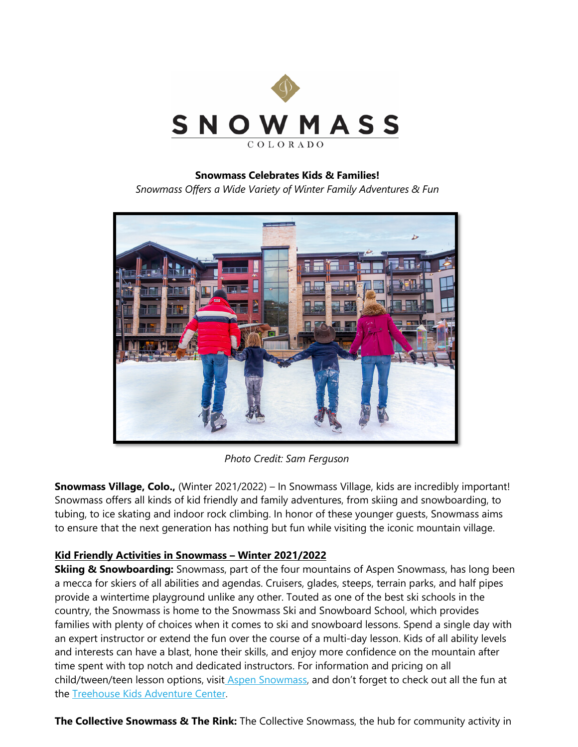# SNOWMASS

COLORADO

**Snowmass Celebrates Kids & Families!**

*Snowmass Offers a Wide Variety of Winter Family Adventures & Fun*

*Photo Credit: Sam Ferguson*

**Snowmass Village, Colo.,** (Winter 2021/2022) – In Snowmass Village, kids are incredibly important! Snowmass offers all kinds of kid friendly and family adventures, from skiing and snowboarding, to tubing, to ice skating and indoor rock climbing. In honor of these younger guests, Snowmass aims to ensure that the next generation has nothing but fun while visiting the iconic mountain village.

## Kid Friendly Activities in Snowmass – Winter 2021/2022

**Skiing & Snowboarding:** Snowmass, part of the four mountains of Aspen Snowmass, has long been a mecca for skiers of all abilities and agendas. Cruisers, glades, steeps, terrain parks, and half pipes provide a wintertime playground unlike any other. Touted as one of the best ski schools in the country, the Snowmass is home to the Snowmass Ski and Snowboard School, which provides families with plenty of choices when it comes to ski and snowboard lessons. Spend a single day with an expert instructor or extend the fun over the course of a multi-day lesson. Kids of all ability levels and interests can have a blast, hone their skills, and enjoy more confidence on the mountain after time spent with top notch and dedicated instructors. For information and pricing on all child/tween/teen lesson options, visit Aspen Snowmass, and don't forget to check out all the fun at the Treehouse Kids Adventure Center.

**The Collective Snowmass & The Rink:** The Collective Snowmass, the hub for community activity in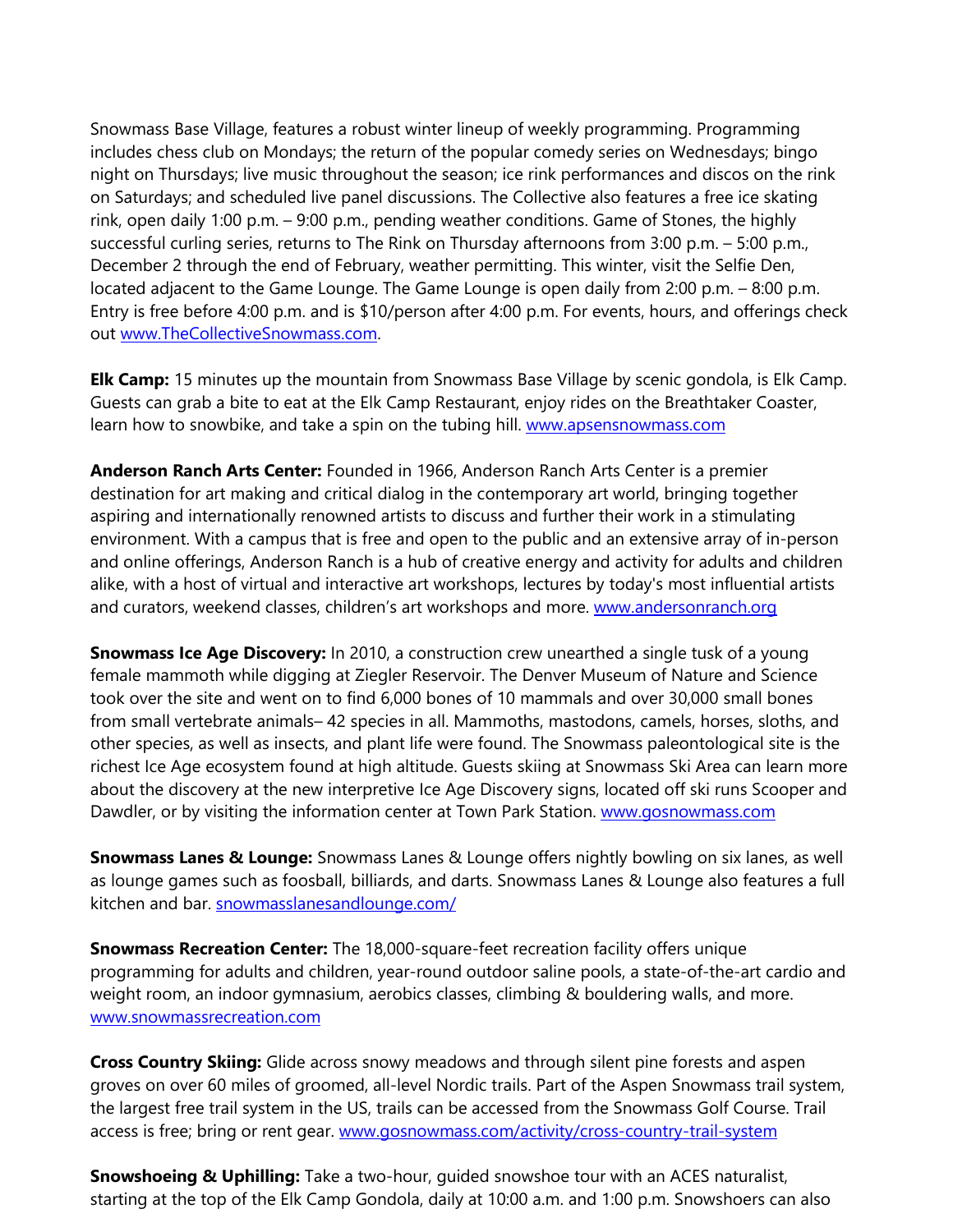Snowmass Base Village, features a robust winter lineup of weekly programming. Programming includes chess club on Mondays; the return of the popular comedy series on Wednesdays; bingo night on Thursdays; live music throughout the season; ice rink performances and discos on the rink on Saturdays; and scheduled live panel discussions. The Collective also features a free ice skating rink, open daily 1:00 p.m. – 9:00 p.m., pending weather conditions. Game of Stones, the highly successful curling series, returns to The Rink on Thursday afternoons from 3:00 p.m. – 5:00 p.m., December 2 through the end of February, weather permitting. This winter, visit the Selfie Den, located adjacent to the Game Lounge. The Game Lounge is open daily from 2:00 p.m. – 8:00 p.m. Entry is free before 4:00 p.m. and is $10/person after 4:00 p.m. For events, hours, and offerings check out [www.TheCollectiveSnowmass.com](www.TheCollectiveSnowmass.com).

**Elk Camp:** 15 minutes up the mountain from Snowmass Base Village by scenic gondola, is Elk Camp. Guests can grab a bite to eat at the Elk Camp Restaurant, enjoy rides on the Breathtaker Coaster, learn how to snowbike, and take a spin on the tubing hill. [www.apsensnowmass.com](www.apsensnowmass.com)

**Anderson Ranch Arts Center:** Founded in 1966, Anderson Ranch Arts Center is a premier destination for art making and critical dialog in the contemporary art world, bringing together aspiring and internationally renowned artists to discuss and further their work in a stimulating environment. With a campus that is free and open to the public and an extensive array of in-person and online offerings, Anderson Ranch is a hub of creative energy and activity for adults and children alike, with a host of virtual and interactive art workshops, lectures by today's most influential artists and curators, weekend classes, children's art workshops and more. [www.andersonranch.org](www.andersonranch.org)

**Snowmass Ice Age Discovery:** In 2010, a construction crew unearthed a single tusk of a young female mammoth while digging at Ziegler Reservoir. The Denver Museum of Nature and Science took over the site and went on to find 6,000 bones of 10 mammals and over 30,000 small bones from small vertebrate animals– 42 species in all. Mammoths, mastodons, camels, horses, sloths, and other species, as well as insects, and plant life were found. The Snowmass paleontological site is the richest Ice Age ecosystem found at high altitude. Guests skiing at Snowmass Ski Area can learn more about the discovery at the new interpretive Ice Age Discovery signs, located off ski runs Scooper and Dawdler, or by visiting the information center at Town Park Station. [www.gosnowmass.com](www.gosnowmass.com)

**Snowmass Lanes & Lounge:** Snowmass Lanes & Lounge offers nightly bowling on six lanes, as well as lounge games such as foosball, billiards, and darts. Snowmass Lanes & Lounge also features a full kitchen and bar. [snowmasslanesandlounge.com/](snowmasslanesandlounge.com/)

**Snowmass Recreation Center:** The 18,000-square-feet recreation facility offers unique programming for adults and children, year-round outdoor saline pools, a state-of-the-art cardio and weight room, an indoor gymnasium, aerobics classes, climbing & bouldering walls, and more. [www.snowmassrecreation.com](www.snowmassrecreation.com)

**Cross Country Skiing:** Glide across snowy meadows and through silent pine forests and aspen groves on over 60 miles of groomed, all-level Nordic trails. Part of the Aspen Snowmass trail system, the largest free trail system in the US, trails can be accessed from the Snowmass Golf Course. Trail access is free; bring or rent gear. [www.gosnowmass.com/activity/cross-country-trail-system](www.gosnowmass.com/activity/cross-country-trail-system)

**Snowshoeing & Uphilling:** Take a two-hour, guided snowshoe tour with an ACES naturalist, starting at the top of the Elk Camp Gondola, daily at 10:00 a.m. and 1:00 p.m. Snowshoers can also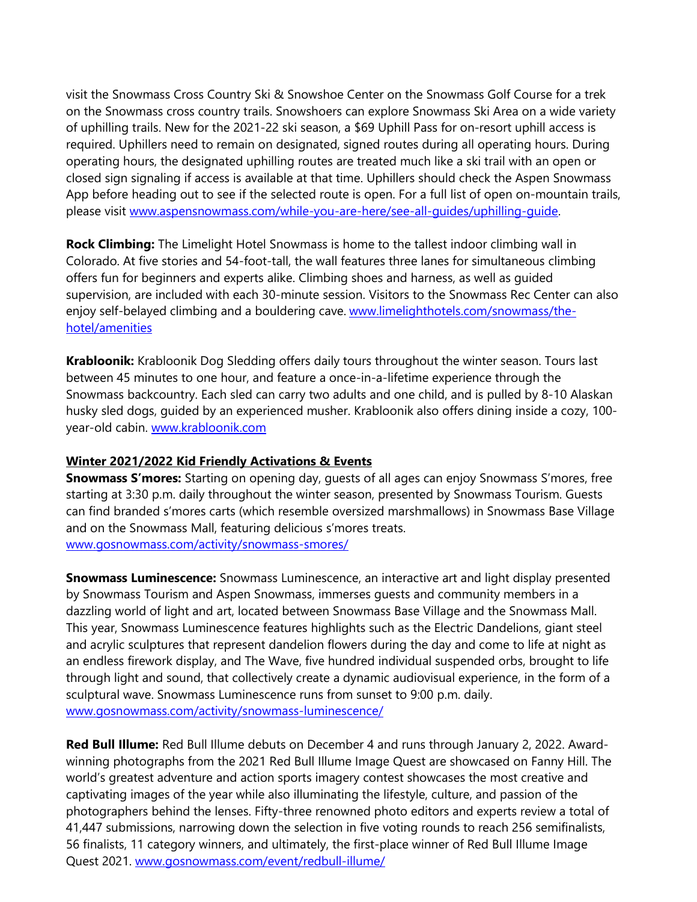visit the Snowmass Cross Country Ski & Snowshoe Center on the Snowmass Golf Course for a trek on the Snowmass cross country trails. Snowshoers can explore Snowmass Ski Area on a wide variety of uphilling trails. New for the 2021-22 ski season, a $69 Uphill Pass for on-resort uphill access is required. Uphillers need to remain on designated, signed routes during all operating hours. During operating hours, the designated uphilling routes are treated much like a ski trail with an open or closed sign signaling if access is available at that time. Uphillers should check the Aspen Snowmass App before heading out to see if the selected route is open. For a full list of open on-mountain trails, please visit [www.aspensnowmass.com/while-you-are-here/see-all-guides/uphilling-guide](www.aspensnowmass.com/while-you-are-here/see-all-guides/uphilling-guide).

**Rock Climbing:** The Limelight Hotel Snowmass is home to the tallest indoor climbing wall in Colorado. At five stories and 54-foot-tall, the wall features three lanes for simultaneous climbing offers fun for beginners and experts alike. Climbing shoes and harness, as well as guided supervision, are included with each 30-minute session. Visitors to the Snowmass Rec Center can also enjoy self-belayed climbing and a bouldering cave. [www.limelighthotels.com/snowmass/the-hotel/amenities](www.limelighthotels.com/snowmass/the-hotel/amenities)

**Krabloonik:** Krabloonik Dog Sledding offers daily tours throughout the winter season. Tours last between 45 minutes to one hour, and feature a once-in-a-lifetime experience through the Snowmass backcountry. Each sled can carry two adults and one child, and is pulled by 8-10 Alaskan husky sled dogs, guided by an experienced musher. Krabloonik also offers dining inside a cozy, 100-year-old cabin. [www.krabloonik.com](www.krabloonik.com)

**Winter 2021/2022 Kid Friendly Activations & Events**

**Snowmass S'mores:** Starting on opening day, guests of all ages can enjoy Snowmass S'mores, free starting at 3:30 p.m. daily throughout the winter season, presented by Snowmass Tourism. Guests can find branded s'mores carts (which resemble oversized marshmallows) in Snowmass Base Village and on the Snowmass Mall, featuring delicious s'mores treats. [www.gosnowmass.com/activity/snowmass-smores/](www.gosnowmass.com/activity/snowmass-smores/)

**Snowmass Luminescence:** Snowmass Luminescence, an interactive art and light display presented by Snowmass Tourism and Aspen Snowmass, immerses guests and community members in a dazzling world of light and art, located between Snowmass Base Village and the Snowmass Mall. This year, Snowmass Luminescence features highlights such as the Electric Dandelions, giant steel and acrylic sculptures that represent dandelion flowers during the day and come to life at night as an endless firework display, and The Wave, five hundred individual suspended orbs, brought to life through light and sound, that collectively create a dynamic audiovisual experience, in the form of a sculptural wave. Snowmass Luminescence runs from sunset to 9:00 p.m. daily. [www.gosnowmass.com/activity/snowmass-luminescence/](www.gosnowmass.com/activity/snowmass-luminescence/)

**Red Bull Illume:** Red Bull Illume debuts on December 4 and runs through January 2, 2022. Award-winning photographs from the 2021 Red Bull Illume Image Quest are showcased on Fanny Hill. The world's greatest adventure and action sports imagery contest showcases the most creative and captivating images of the year while also illuminating the lifestyle, culture, and passion of the photographers behind the lenses. Fifty-three renowned photo editors and experts review a total of 41,447 submissions, narrowing down the selection in five voting rounds to reach 256 semifinalists, 56 finalists, 11 category winners, and ultimately, the first-place winner of Red Bull Illume Image Quest 2021. [www.gosnowmass.com/event/redbull-illume/](www.gosnowmass.com/event/redbull-illume/)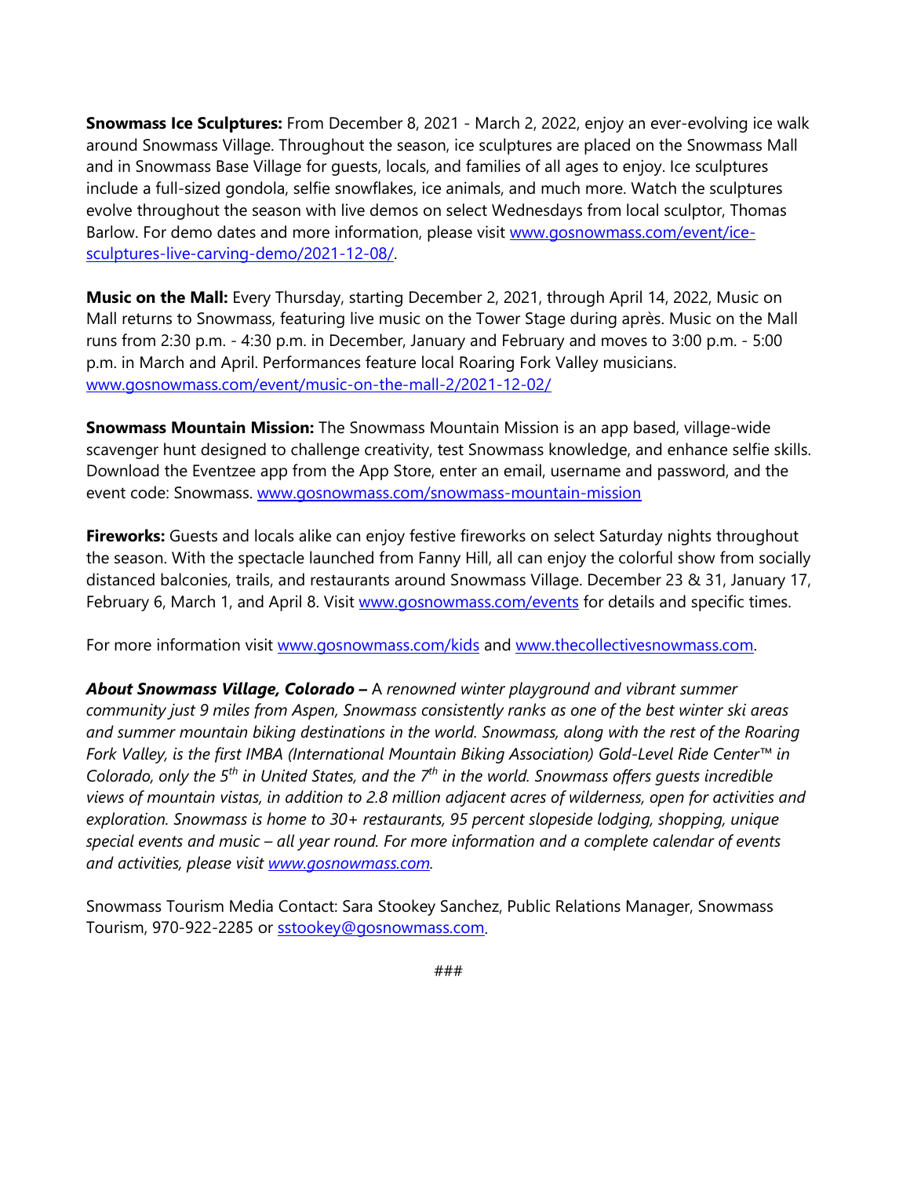**Snowmass Ice Sculptures:** From December 8, 2021 - March 2, 2022, enjoy an ever-evolving ice walk around Snowmass Village. Throughout the season, ice sculptures are placed on the Snowmass Mall and in Snowmass Base Village for guests, locals, and families of all ages to enjoy. Ice sculptures include a full-sized gondola, selfie snowflakes, ice animals, and much more. Watch the sculptures evolve throughout the season with live demos on select Wednesdays from local sculptor, Thomas Barlow. For demo dates and more information, please visit [www.gosnowmass.com/event/ice-sculptures-live-carving-demo/2021-12-08/](www.gosnowmass.com/event/ice-sculptures-live-carving-demo/2021-12-08/).

**Music on the Mall:** Every Thursday, starting December 2, 2021, through April 14, 2022, Music on Mall returns to Snowmass, featuring live music on the Tower Stage during après. Music on the Mall runs from 2:30 p.m. - 4:30 p.m. in December, January and February and moves to 3:00 p.m. - 5:00 p.m. in March and April. Performances feature local Roaring Fork Valley musicians. [www.gosnowmass.com/event/music-on-the-mall-2/2021-12-02/](www.gosnowmass.com/event/music-on-the-mall-2/2021-12-02/)

**Snowmass Mountain Mission:** The Snowmass Mountain Mission is an app based, village-wide scavenger hunt designed to challenge creativity, test Snowmass knowledge, and enhance selfie skills. Download the Eventzee app from the App Store, enter an email, username and password, and the event code: Snowmass. [www.gosnowmass.com/snowmass-mountain-mission](www.gosnowmass.com/snowmass-mountain-mission)

**Fireworks:** Guests and locals alike can enjoy festive fireworks on select Saturday nights throughout the season. With the spectacle launched from Fanny Hill, all can enjoy the colorful show from socially distanced balconies, trails, and restaurants around Snowmass Village. December 23 & 31, January 17, February 6, March 1, and April 8. Visit [www.gosnowmass.com/events](www.gosnowmass.com/events) for details and specific times.

For more information visit [www.gosnowmass.com/kids](www.gosnowmass.com/kids) and [www.thecollectivesnowmass.com](www.thecollectivesnowmass.com).

***About Snowmass Village, Colorado –*** *A renowned winter playground and vibrant summer community just 9 miles from Aspen, Snowmass consistently ranks as one of the best winter ski areas and summer mountain biking destinations in the world. Snowmass, along with the rest of the Roaring Fork Valley, is the first IMBA (International Mountain Biking Association) Gold-Level Ride Center™ in Colorado, only the 5th in United States, and the 7th in the world. Snowmass offers guests incredible views of mountain vistas, in addition to 2.8 million adjacent acres of wilderness, open for activities and exploration. Snowmass is home to 30+ restaurants, 95 percent slopeside lodging, shopping, unique special events and music – all year round. For more information and a complete calendar of events and activities, please visit [www.gosnowmass.com](www.gosnowmass.com).*

Snowmass Tourism Media Contact: Sara Stookey Sanchez, Public Relations Manager, Snowmass Tourism, 970-922-2285 or [sstookey@gosnowmass.com](mailto:sstookey@gosnowmass.com).

###